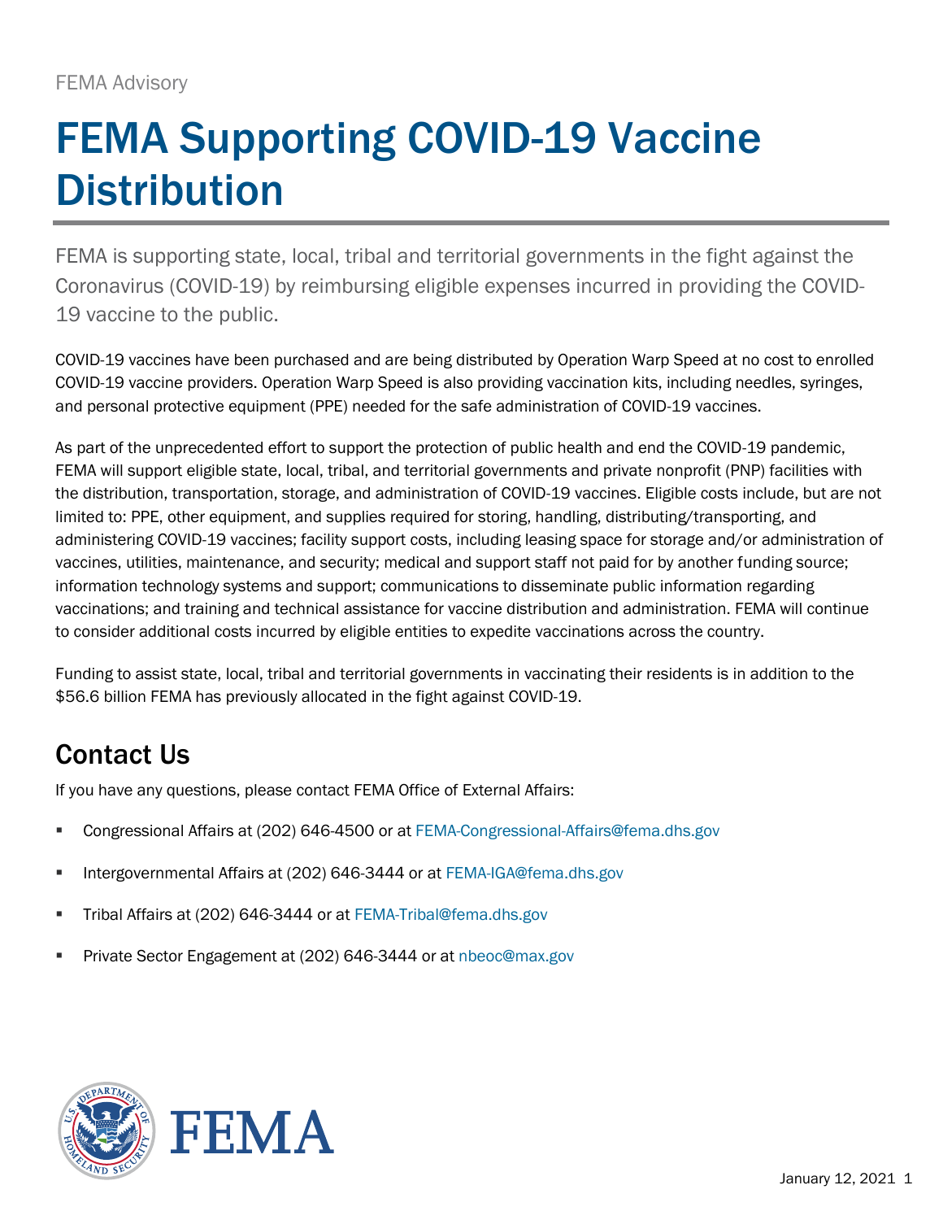FEMA Advisory

# FEMA Supporting COVID-19 Vaccine Distribution

FEMA is supporting state, local, tribal and territorial governments in the fight against the Coronavirus (COVID-19) by reimbursing eligible expenses incurred in providing the COVID-19 vaccine to the public.

COVID-19 vaccines have been purchased and are being distributed by Operation Warp Speed at no cost to enrolled COVID-19 vaccine providers. Operation Warp Speed is also providing vaccination kits, including needles, syringes, and personal protective equipment (PPE) needed for the safe administration of COVID-19 vaccines.

As part of the unprecedented effort to support the protection of public health and end the COVID-19 pandemic, FEMA will support eligible state, local, tribal, and territorial governments and private nonprofit (PNP) facilities with the distribution, transportation, storage, and administration of COVID-19 vaccines. Eligible costs include, but are not limited to: PPE, other equipment, and supplies required for storing, handling, distributing/transporting, and administering COVID-19 vaccines; facility support costs, including leasing space for storage and/or administration of vaccines, utilities, maintenance, and security; medical and support staff not paid for by another funding source; information technology systems and support; communications to disseminate public information regarding vaccinations; and training and technical assistance for vaccine distribution and administration. FEMA will continue to consider additional costs incurred by eligible entities to expedite vaccinations across the country.

Funding to assist state, local, tribal and territorial governments in vaccinating their residents is in addition to the $56.6 billion FEMA has previously allocated in the fight against COVID-19.

## Contact Us

If you have any questions, please contact FEMA Office of External Affairs:

- Congressional Affairs at (202) 646-4500 or at FEMA-Congressional-Affairs@fema.dhs.gov
- Intergovernmental Affairs at (202) 646-3444 or at FEMA-IGA@fema.dhs.gov
- Tribal Affairs at (202) 646-3444 or at FEMA-Tribal@fema.dhs.gov
- Private Sector Engagement at (202) 646-3444 or at nbeoc@max.gov

January 12, 2021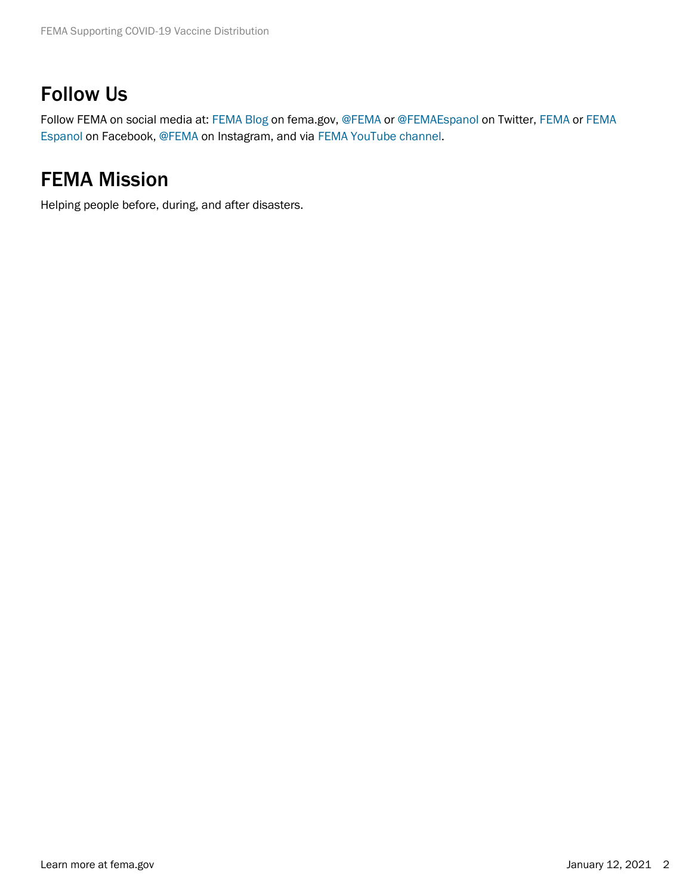## Follow Us

Follow FEMA on social media at: FEMA Blog on fema.gov, @FEMA or @FEMAEspanol on Twitter, FEMA or FEMA Espanol on Facebook, @FEMA on Instagram, and via FEMA YouTube channel.

## FEMA Mission

Helping people before, during, and after disasters.